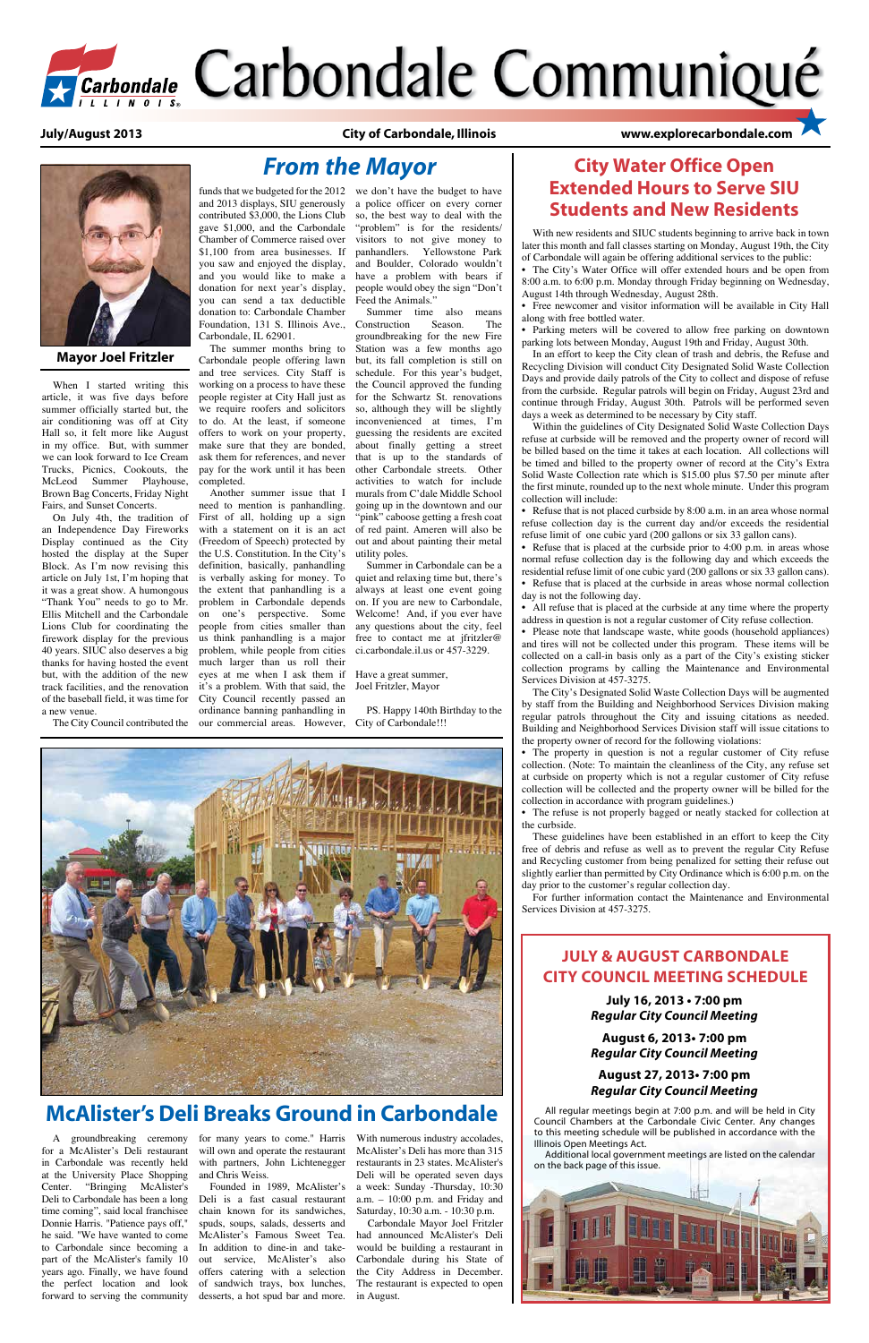# Carbondale Communiqué

July/August 2013 | City of Carbondale, Illinois | www.explorecarbondale.com

## From the Mayor

**Mayor Joel Fritzler**

When I started writing this article, it was five days before summer officially started but, the air conditioning was off at City Hall so, it felt more like August in my office. But, with summer we can look forward to Ice Cream Trucks, Picnics, Cookouts, the McLeod Summer Playhouse, Brown Bag Concerts, Friday Night Fairs, and Sunset Concerts.

On July 4th, the tradition of an Independence Day Fireworks Display continued as the City hosted the display at the Super Block. As I'm now revising this article on July 1st, I'm hoping that it was a great show. A humongous "Thank You" needs to go to Mr. Ellis Mitchell and the Carbondale Lions Club for coordinating the firework display for the previous 40 years. SIUC also deserves a big thanks for having hosted the event but, with the addition of the new track facilities, and the renovation of the baseball field, it was time for a new venue.

The City Council contributed the funds that we budgeted for the 2012 and 2013 displays, SIU generously contributed $3,000, the Lions Club gave $1,000, and the Carbondale Chamber of Commerce raised over $1,100 from area businesses. If you saw and enjoyed the display, and you would like to make a donation for next year's display, you can send a tax deductible donation to: Carbondale Chamber Foundation, 131 S. Illinois Ave., Carbondale, IL 62901.

The summer months bring to Carbondale people offering lawn and tree services. City Staff is working on a process to have these people register at City Hall just as we require roofers and solicitors to do. At the least, if someone offers to work on your property, make sure that they are bonded, ask them for references, and never pay for the work until it has been completed.

Another summer issue that I need to mention is panhandling. First of all, holding up a sign with a statement on it is an act (Freedom of Speech) protected by the U.S. Constitution. In the City's definition, basically, panhandling is verbally asking for money. To the extent that panhandling is a problem in Carbondale depends on one's perspective. Some people from cities smaller than us think panhandling is a major problem, while people from cities much larger than us roll their eyes at me when I ask them if it's a problem. With that said, the City Council recently passed an ordinance banning panhandling in our commercial areas. However, we don't have the budget to have a police officer on every corner so, the best way to deal with the "problem" is for the residents/visitors to not give money to panhandlers. Yellowstone Park and Boulder, Colorado wouldn't have a problem with bears if people would obey the sign "Don't Feed the Animals."

Summer time also means Construction Season. The groundbreaking for the new Fire Station was a few months ago but, its fall completion is still on schedule. For this year's budget, the Council approved the funding for the Schwartz St. renovations so, although they will be slightly inconvenienced at times, I'm guessing the residents are excited about finally getting a street that is up to the standards of other Carbondale streets. Other activities to watch for include murals from C'dale Middle School going up in the downtown and our "pink" caboose getting a fresh coat of red paint. Ameren will also be out and about painting their metal utility poles.

Summer in Carbondale can be a quiet and relaxing time but, there's always at least one event going on. If you are new to Carbondale, welcome! And, if you ever have any questions about the city, feel free to contact me at jfritzler@ci.carbondale.il.us or 457-3229.

Have a great summer,
Joel Fritzler, Mayor

PS. Happy 140th Birthday to the City of Carbondale!!!

## City Water Office Open Extended Hours to Serve SIU Students and New Residents

With new residents and SIUC students beginning to arrive back in town later this month and fall classes starting on Monday, August 19th, the City of Carbondale will again be offering additional services to the public:

- The City's Water Office will offer extended hours and be open from 8:00 a.m. to 6:00 p.m. Monday through Friday beginning on Wednesday, August 14th through Wednesday, August 28th.
- Free newcomer and visitor information will be available in City Hall along with free bottled water.
- Parking meters will be covered to allow free parking on downtown parking lots between Monday, August 19th and Friday, August 30th.

In an effort to keep the City clean of trash and debris, the Refuse and Recycling Division will conduct City Designated Solid Waste Collection Days and provide daily patrols of the City to collect and dispose of refuse from the curbside. Regular patrols will begin on Friday, August 23rd and continue through Friday, August 30th. Patrols will be performed seven days a week as determined to be necessary by City staff.

Within the guidelines of City Designated Solid Waste Collection Days refuse at curbside will be removed and the property owner of record will be billed based on the time it takes at each location. All collections will be timed and billed to the property owner of record at the City's Extra Solid Waste Collection rate which is $15.00 plus $7.50 per minute after the first minute, rounded up to the next whole minute. Under this program collection will include:

- Refuse that is not placed curbside by 8:00 a.m. in an area whose normal refuse collection day is the current day and/or exceeds the residential refuse limit of one cubic yard (200 gallons or six 33 gallon cans).
- Refuse that is placed at the curbside prior to 4:00 p.m. in areas whose normal refuse collection day is the following day and which exceeds the residential refuse limit of one cubic yard (200 gallons or six 33 gallon cans).
- Refuse that is placed at the curbside in areas whose normal collection day is not the following day.
- All refuse that is placed at the curbside at any time where the property address in question is not a regular customer of City refuse collection.
- Please note that landscape waste, white goods (household appliances) and tires will not be collected under this program. These items will be collected on a call-in basis only as a part of the City's existing sticker collection programs by calling the Maintenance and Environmental Services Division at 457-3275.

The City's Designated Solid Waste Collection Days will be augmented by staff from the Building and Neighborhood Services Division making regular patrols throughout the City and issuing citations as needed. Building and Neighborhood Services Division staff will issue citations to the property owner of record for the following violations:

- The property in question is not a regular customer of City refuse collection. (Note: To maintain the cleanliness of the City, any refuse set at curbside on property which is not a regular customer of City refuse collection will be collected and the property owner will be billed for the collection in accordance with program guidelines.)
- The refuse is not properly bagged or neatly stacked for collection at the curbside.

These guidelines have been established in an effort to keep the City free of debris and refuse as well as to prevent the regular City Refuse and Recycling customer from being penalized for setting their refuse out slightly earlier than permitted by City Ordinance which is 6:00 p.m. on the day prior to the customer's regular collection day.

For further information contact the Maintenance and Environmental Services Division at 457-3275.

## McAlister's Deli Breaks Ground in Carbondale

A groundbreaking ceremony for a McAlister's Deli restaurant in Carbondale was recently held at the University Place Shopping Center. "Bringing McAlister's Deli to Carbondale has been a long time coming", said local franchisee Donnie Harris. "Patience pays off," he said. "We have wanted to come to Carbondale since becoming a part of the McAlister's family 10 years ago. Finally, we have found the perfect location and look forward to serving the community for many years to come." Harris will own and operate the restaurant with partners, John Lichtenegger and Chris Weiss.

Founded in 1989, McAlister's Deli is a fast casual restaurant chain known for its sandwiches, spuds, soups, salads, desserts and McAlister's Famous Sweet Tea. In addition to dine-in and take-out service, McAlister's also offers catering with a selection of sandwich trays, box lunches, desserts, a hot spud bar and more.

With numerous industry accolades, McAlister's Deli has more than 315 restaurants in 23 states. McAlister's Deli will be operated seven days a week: Sunday -Thursday, 10:30 a.m. – 10:00 p.m. and Friday and Saturday, 10:30 a.m. - 10:30 p.m.

Carbondale Mayor Joel Fritzler had announced McAlister's Deli would be building a restaurant in Carbondale during his State of the City Address in December. The restaurant is expected to open in August.

## July & August Carbondale City Council Meeting Schedule

**July 16, 2013 • 7:00 pm**
***Regular City Council Meeting***

**August 6, 2013• 7:00 pm**
***Regular City Council Meeting***

**August 27, 2013• 7:00 pm**
***Regular City Council Meeting***

All regular meetings begin at 7:00 p.m. and will be held in City Council Chambers at the Carbondale Civic Center. Any changes to this meeting schedule will be published in accordance with the Illinois Open Meetings Act.

Additional local government meetings are listed on the calendar on the back page of this issue.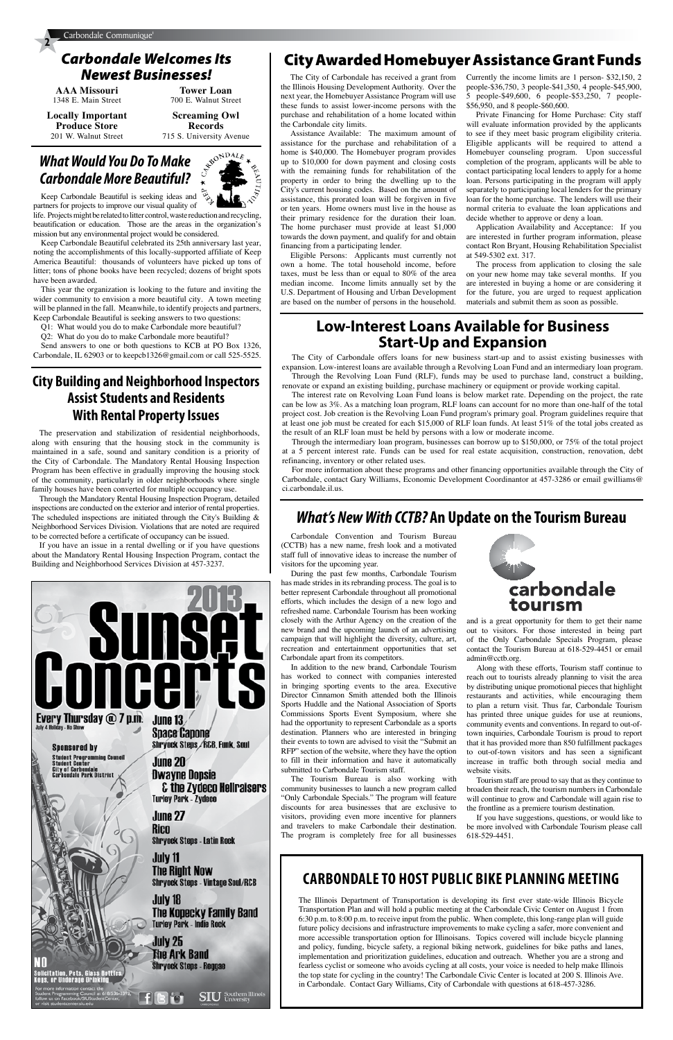## Carbondale Welcomes Its Newest Businesses!

**AAA Missouri**
1348 E. Main Street

**Tower Loan**
700 E. Walnut Street

**Locally Important Produce Store**
201 W. Walnut Street

**Screaming Owl Records**
715 S. University Avenue

## What Would You Do To Make Carbondale More Beautiful?

Keep Carbondale Beautiful is seeking ideas and partners for projects to improve our visual quality of life. Projects might be related to litter control, waste reduction and recycling, beautification or education. Those are the areas in the organization's mission but any environmental project would be considered.

Keep Carbondale Beautiful celebrated its 25th anniversary last year, noting the accomplishments of this locally-supported affiliate of Keep America Beautiful: thousands of volunteers have picked up tons of litter; tons of phone books have been recycled; dozens of bright spots have been awarded.

This year the organization is looking to the future and inviting the wider community to envision a more beautiful city. A town meeting will be planned in the fall. Meanwhile, to identify projects and partners, Keep Carbondale Beautiful is seeking answers to two questions:

Q1: What would you do to make Carbondale more beautiful?

Q2: What do you do to make Carbondale more beautiful?

Send answers to one or both questions to KCB at PO Box 1326, Carbondale, IL 62903 or to keepcb1326@gmail.com or call 525-5525.

## City Building and Neighborhood Inspectors Assist Students and Residents With Rental Property Issues

The preservation and stabilization of residential neighborhoods, along with ensuring that the housing stock in the community is maintained in a safe, sound and sanitary condition is a priority of the City of Carbondale. The Mandatory Rental Housing Inspection Program has been effective in gradually improving the housing stock of the community, particularly in older neighborhoods where single family houses have been converted for multiple occupancy use.

Through the Mandatory Rental Housing Inspection Program, detailed inspections are conducted on the exterior and interior of rental properties. The scheduled inspections are initiated through the City's Building & Neighborhood Services Division. Violations that are noted are required to be corrected before a certificate of occupancy can be issued.

If you have an issue in a rental dwelling or if you have questions about the Mandatory Rental Housing Inspection Program, contact the Building and Neighborhood Services Division at 457-3237.

## 2013 Sunset Concerts

Every Thursday @ 7 p.m.
July 4 Holiday - No Show

**Sponsored by**
Student Programming Council
Student Center
City of Carbondale
Carbondale Park District

June 13
**Space Capone**
Shryock Steps - R&B, Funk, Soul

June 20
**Dwayne Dopsie & the Zydeco Hellraisers**
Turley Park - Zydeco

June 27
**Rico**
Shryock Steps - Latin Rock

July 11
**The Right Now**
Shryock Steps - Vintage Soul/R&B

July 18
**The Kopecky Family Band**
Turley Park - Indie Rock

July 25
**The Ark Band**
Shryock Steps - Reggae

NO Solicitation, Pets, Glass Bottles, Kegs, or Underage Drinking

For more information contact the Student Programming Council at 618-536-3393, follow us on Facebook/SIUStudentCenter, or visit studentcenter.siu.edu

SIU Southern Illinois University

## City Awarded Homebuyer Assistance Grant Funds

The City of Carbondale has received a grant from the Illinois Housing Development Authority. Over the next year, the Homebuyer Assistance Program will use these funds to assist lower-income persons with the purchase and rehabilitation of a home located within the Carbondale city limits.

Assistance Available: The maximum amount of assistance for the purchase and rehabilitation of a home is $40,000. The Homebuyer program provides up to $10,000 for down payment and closing costs with the remaining funds for rehabilitation of the property in order to bring the dwelling up to the City's current housing codes. Based on the amount of assistance, this prorated loan will be forgiven in five or ten years. Home owners must live in the house as their primary residence for the duration their loan. The home purchaser must provide at least $1,000 towards the down payment, and qualify for and obtain financing from a participating lender.

Eligible Persons: Applicants must currently not own a home. The total household income, before taxes, must be less than or equal to 80% of the area median income. Income limits annually set by the U.S. Department of Housing and Urban Development are based on the number of persons in the household. Currently the income limits are 1 person- $32,150, 2 people-$36,750, 3 people-$41,350, 4 people-$45,900, 5 people-$49,600, 6 people-$53,250, 7 people-$56,950, and 8 people-$60,600.

Private Financing for Home Purchase: City staff will evaluate information provided by the applicants to see if they meet basic program eligibility criteria. Eligible applicants will be required to attend a Homebuyer counseling program. Upon successful completion of the program, applicants will be able to contact participating local lenders to apply for a home loan. Persons participating in the program will apply separately to participating local lenders for the primary loan for the home purchase. The lenders will use their normal criteria to evaluate the loan applications and decide whether to approve or deny a loan.

Application Availability and Acceptance: If you are interested in further program information, please contact Ron Bryant, Housing Rehabilitation Specialist at 549-5302 ext. 317.

The process from application to closing the sale on your new home may take several months. If you are interested in buying a home or are considering it for the future, you are urged to request application materials and submit them as soon as possible.

## Low-Interest Loans Available for Business Start-Up and Expansion

The City of Carbondale offers loans for new business start-up and to assist existing businesses with expansion. Low-interest loans are available through a Revolving Loan Fund and an intermediary loan program.

Through the Revolving Loan Fund (RLF), funds may be used to purchase land, construct a building, renovate or expand an existing building, purchase machinery or equipment or provide working capital.

The interest rate on Revolving Loan Fund loans is below market rate. Depending on the project, the rate can be as low as 3%. As a matching loan program, RLF loans can account for no more than one-half of the total project cost. Job creation is the Revolving Loan Fund program's primary goal. Program guidelines require that at least one job must be created for each $15,000 of RLF loan funds. At least 51% of the total jobs created as the result of an RLF loan must be held by persons with a low or moderate income.

Through the intermediary loan program, businesses can borrow up to $150,000, or 75% of the total project at a 5 percent interest rate. Funds can be used for real estate acquisition, construction, renovation, debt refinancing, inventory or other related uses.

For more information about these programs and other financing opportunities available through the City of Carbondale, contact Gary Williams, Economic Development Coordinantor at 457-3286 or email gwilliams@ci.carbondale.il.us.

## *What's New With CCTB?* An Update on the Tourism Bureau

Carbondale Convention and Tourism Bureau (CCTB) has a new name, fresh look and a motivated staff full of innovative ideas to increase the number of visitors for the upcoming year.

During the past few months, Carbondale Tourism has made strides in its rebranding process. The goal is to better represent Carbondale throughout all promotional efforts, which includes the design of a new logo and refreshed name. Carbondale Tourism has been working closely with the Arthur Agency on the creation of the new brand and the upcoming launch of an advertising campaign that will highlight the diversity, culture, art, recreation and entertainment opportunities that set Carbondale apart from its competitors.

In addition to the new brand, Carbondale Tourism has worked to connect with companies interested in bringing sporting events to the area. Executive Director Cinnamon Smith attended both the Illinois Sports Huddle and the National Association of Sports Commissions Sports Event Symposium, where she had the opportunity to represent Carbondale as a sports destination. Planners who are interested in bringing their events to town are advised to visit the "Submit an RFP" section of the website, where they have the option to fill in their information and have it automatically submitted to Carbondale Tourism staff.

The Tourism Bureau is also working with community businesses to launch a new program called "Only Carbondale Specials." The program will feature discounts for area businesses that are exclusive to visitors, providing even more incentive for planners and travelers to make Carbondale their destination. The program is completely free for all businesses and is a great opportunity for them to get their name out to visitors. For those interested in being part of the Only Carbondale Specials Program, please contact the Tourism Bureau at 618-529-4451 or email admin@cctb.org.

Along with these efforts, Tourism staff continue to reach out to tourists already planning to visit the area by distributing unique promotional pieces that highlight restaurants and activities, while encouraging them to plan a return visit. Thus far, Carbondale Tourism has printed three unique guides for use at reunions, community events and conventions. In regard to out-of-town inquiries, Carbondale Tourism is proud to report that it has provided more than 850 fulfillment packages to out-of-town visitors and has seen a significant increase in traffic both through social media and website visits.

Tourism staff are proud to say that as they continue to broaden their reach, the tourism numbers in Carbondale will continue to grow and Carbondale will again rise to the frontline as a premiere tourism destination.

If you have suggestions, questions, or would like to be more involved with Carbondale Tourism please call 618-529-4451.

## CARBONDALE TO HOST PUBLIC BIKE PLANNING MEETING

The Illinois Department of Transportation is developing its first ever state-wide Illinois Bicycle Transportation Plan and will hold a public meeting at the Carbondale Civic Center on August 1 from 6:30 p.m. to 8:00 p.m. to receive input from the public. When complete, this long-range plan will guide future policy decisions and infrastructure improvements to make cycling a safer, more convenient and more accessible transportation option for Illinoisans. Topics covered will include bicycle planning and policy, funding, bicycle safety, a regional biking network, guidelines for bike paths and lanes, implementation and prioritization guidelines, education and outreach. Whether you are a strong and fearless cyclist or someone who avoids cycling at all costs, your voice is needed to help make Illinois the top state for cycling in the country! The Carbondale Civic Center is located at 200 S. Illinois Ave. in Carbondale. Contact Gary Williams, City of Carbondale with questions at 618-457-3286.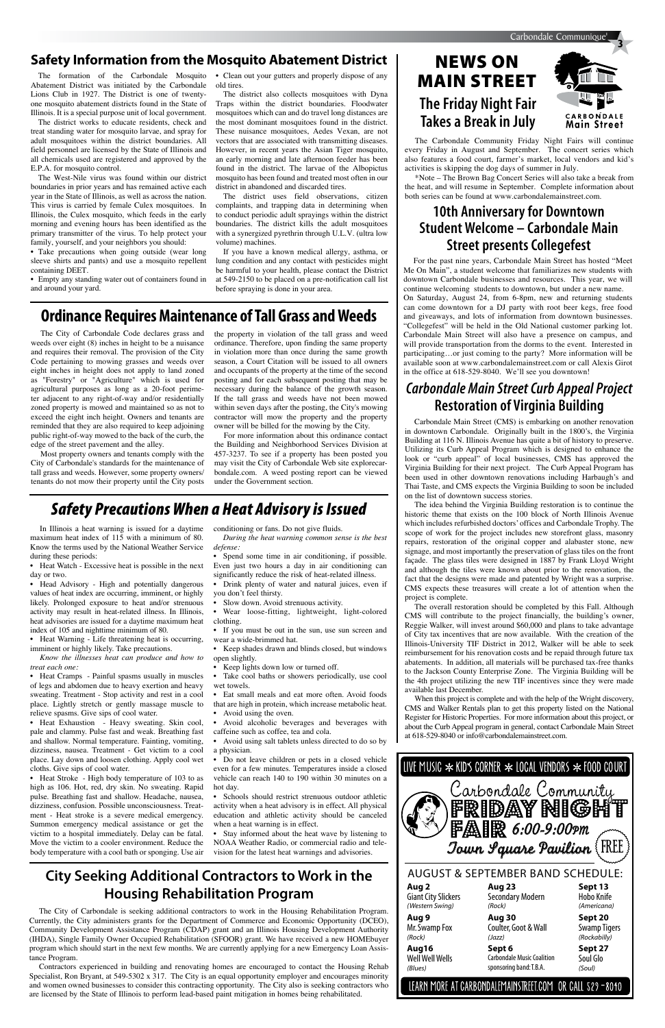## Safety Information from the Mosquito Abatement District

The formation of the Carbondale Mosquito Abatement District was initiated by the Carbondale Lions Club in 1927. The District is one of twenty-one mosquito abatement districts found in the State of Illinois. It is a special purpose unit of local government.

The district works to educate residents, check and treat standing water for mosquito larvae, and spray for adult mosquitoes within the district boundaries. All field personnel are licensed by the State of Illinois and all chemicals used are registered and approved by the E.P.A. for mosquito control.

The West-Nile virus was found within our district boundaries in prior years and has remained active each year in the State of Illinois, as well as across the nation. This virus is carried by female Culex mosquitoes. In Illinois, the Culex mosquito, which feeds in the early morning and evening hours has been identified as the primary transmitter of the virus. To help protect your family, yourself, and your neighbors you should:

- Take precautions when going outside (wear long sleeve shirts and pants) and use a mosquito repellent containing DEET.
- Empty any standing water out of containers found in and around your yard.
- Clean out your gutters and properly dispose of any old tires.

The district also collects mosquitoes with Dyna Traps within the district boundaries. Floodwater mosquitoes which can and do travel long distances are the most dominant mosquitoes found in the district. These nuisance mosquitoes, Aedes Vexan, are not vectors that are associated with transmitting diseases. However, in recent years the Asian Tiger mosquito, an early morning and late afternoon feeder has been found in the district. The larvae of the Albopictus mosquito has been found and treated most often in our district in abandoned and discarded tires.

The district uses field observations, citizen complaints, and trapping data in determining when to conduct periodic adult sprayings within the district boundaries. The district kills the adult mosquitoes with a synergized pyrethrin through U.L.V. (ultra low volume) machines.

If you have a known medical allergy, asthma, or lung condition and any contact with pesticides might be harmful to your health, please contact the District at 549-2150 to be placed on a pre-notification call list before spraying is done in your area.

## Ordinance Requires Maintenance of Tall Grass and Weeds

The City of Carbondale Code declares grass and weeds over eight (8) inches in height to be a nuisance and requires their removal. The provision of the City Code pertaining to mowing grasses and weeds over eight inches in height does not apply to land zoned as "Forestry" or "Agriculture" which is used for agricultural purposes as long as a 20-foot perimeter adjacent to any right-of-way and/or residentially zoned property is mowed and maintained so as not to exceed the eight inch height. Owners and tenants are reminded that they are also required to keep adjoining public right-of-way mowed to the back of the curb, the edge of the street pavement and the alley.

Most property owners and tenants comply with the City of Carbondale's standards for the maintenance of tall grass and weeds. However, some property owners/tenants do not mow their property until the City posts the property in violation of the tall grass and weed ordinance. Therefore, upon finding the same property in violation more than once during the same growth season, a Court Citation will be issued to all owners and occupants of the property at the time of the second posting and for each subsequent posting that may be necessary during the balance of the growth season. If the tall grass and weeds have not been mowed within seven days after the posting, the City's mowing contractor will mow the property and the property owner will be billed for the mowing by the City.

For more information about this ordinance contact the Building and Neighborhood Services Division at 457-3237. To see if a property has been posted you may visit the City of Carbondale Web site explorecarbondale.com. A weed posting report can be viewed under the Government section.

## *Safety Precautions When a Heat Advisory is Issued*

In Illinois a heat warning is issued for a daytime maximum heat index of 115 with a minimum of 80. Know the terms used by the National Weather Service during these periods:

- Heat Watch - Excessive heat is possible in the next day or two.
- Head Advisory - High and potentially dangerous values of heat index are occurring, imminent, or highly likely. Prolonged exposure to heat and/or strenuous activity may result in heat-related illness. In Illinois, heat advisories are issued for a daytime maximum heat index of 105 and nighttime minimum of 80.
- Heat Warning - Life threatening heat is occurring, imminent or highly likely. Take precautions.

*Know the illnesses heat can produce and how to treat each one:*

- Heat Cramps - Painful spasms usually in muscles of legs and abdomen due to heavy exertion and heavy sweating. Treatment - Stop activity and rest in a cool place. Lightly stretch or gently massage muscle to relieve spasms. Give sips of cool water.
- Heat Exhaustion - Heavy sweating. Skin cool, pale and clammy. Pulse fast and weak. Breathing fast and shallow. Normal temperature. Fainting, vomiting, dizziness, nausea. Treatment - Get victim to a cool place. Lay down and loosen clothing. Apply cool wet cloths. Give sips of cool water.
- Heat Stroke - High body temperature of 103 to as high as 106. Hot, red, dry skin. No sweating. Rapid pulse. Breathing fast and shallow. Headache, nausea, dizziness, confusion. Possible unconsciousness. Treatment - Heat stroke is a severe medical emergency. Summon emergency medical assistance or get the victim to a hospital immediately. Delay can be fatal. Move the victim to a cooler environment. Reduce the body temperature with a cool bath or sponging. Use air conditioning or fans. Do not give fluids.

*During the heat warning common sense is the best defense:*

- Spend some time in air conditioning, if possible. Even just two hours a day in air conditioning can significantly reduce the risk of heat-related illness.
- Drink plenty of water and natural juices, even if you don't feel thirsty.
- Slow down. Avoid strenuous activity.
- Wear loose-fitting, lightweight, light-colored clothing.
- If you must be out in the sun, use sun screen and wear a wide-brimmed hat.
- Keep shades drawn and blinds closed, but windows open slightly.
- Keep lights down low or turned off.
- Take cool baths or showers periodically, use cool wet towels.
- Eat small meals and eat more often. Avoid foods that are high in protein, which increase metabolic heat.
- Avoid using the oven.
- Avoid alcoholic beverages and beverages with caffeine such as coffee, tea and cola.
- Avoid using salt tablets unless directed to do so by a physician.
- Do not leave children or pets in a closed vehicle even for a few minutes. Temperatures inside a closed vehicle can reach 140 to 190 within 30 minutes on a hot day.
- Schools should restrict strenuous outdoor athletic activity when a heat advisory is in effect. All physical education and athletic activity should be canceled when a heat warning is in effect.
- Stay informed about the heat wave by listening to NOAA Weather Radio, or commercial radio and television for the latest heat warnings and advisories.

## City Seeking Additional Contractors to Work in the Housing Rehabilitation Program

The City of Carbondale is seeking additional contractors to work in the Housing Rehabilitation Program. Currently, the City administers grants for the Department of Commerce and Economic Opportunity (DCEO), Community Development Assistance Program (CDAP) grant and an Illinois Housing Development Authority (IHDA), Single Family Owner Occupied Rehabilitation (SFOOR) grant. We have received a new HOMEbuyer program which should start in the next few months. We are currently applying for a new Emergency Loan Assistance Program.

Contractors experienced in building and renovating homes are encouraged to contact the Housing Rehab Specialist, Ron Bryant, at 549-5302 x 317. The City is an equal opportunity employer and encourages minority and women owned businesses to consider this contracting opportunity. The City also is seeking contractors who are licensed by the State of Illinois to perform lead-based paint mitigation in homes being rehabilitated.

# NEWS ON MAIN STREET

## The Friday Night Fair Takes a Break in July

The Carbondale Community Friday Night Fairs will continue every Friday in August and September. The concert series which also features a food court, farmer's market, local vendors and kid's activities is skipping the dog days of summer in July.

*Note – The Brown Bag Concert Series will also take a break from the heat, and will resume in September. Complete information about both series can be found at www.carbondalemainstreet.com.

## 10th Anniversary for Downtown Student Welcome – Carbondale Main Street presents Collegefest

For the past nine years, Carbondale Main Street has hosted "Meet Me On Main", a student welcome that familiarizes new students with downtown Carbondale businesses and resources. This year, we will continue welcoming students to downtown, but under a new name.

On Saturday, August 24, from 6-8pm, new and returning students can come downtown for a DJ party with root beer kegs, free food and giveaways, and lots of information from downtown businesses. "Collegefest" will be held in the Old National customer parking lot. Carbondale Main Street will also have a presence on campus, and will provide transportation from the dorms to the event. Interested in participating…or just coming to the party? More information will be available soon at www.carbondalemainstreet.com or call Alexis Girot in the office at 618-529-8040. We'll see you downtown!

## *Carbondale Main Street Curb Appeal Project* Restoration of Virginia Building

Carbondale Main Street (CMS) is embarking on another renovation in downtown Carbondale. Originally built in the 1800's, the Virginia Building at 116 N. Illinois Avenue has quite a bit of history to preserve. Utilizing its Curb Appeal Program which is designed to enhance the look or "curb appeal" of local businesses, CMS has approved the Virginia Building for their next project. The Curb Appeal Program has been used in other downtown renovations including Harbaugh's and Thai Taste, and CMS expects the Virginia Building to soon be included on the list of downtown success stories.

The idea behind the Virginia Building restoration is to continue the historic theme that exists on the 100 block of North Illinois Avenue which includes refurbished doctors' offices and Carbondale Trophy. The scope of work for the project includes new storefront glass, masonry repairs, restoration of the original copper and alabaster stone, new signage, and most importantly the preservation of glass tiles on the front façade. The glass tiles were designed in 1887 by Frank Lloyd Wright and although the tiles were known about prior to the renovation, the fact that the designs were made and patented by Wright was a surprise. CMS expects these treasures will create a lot of attention when the project is complete.

The overall restoration should be completed by this Fall. Although CMS will contribute to the project financially, the building's owner, Reggie Walker, will invest around $60,000 and plans to take advantage of City tax incentives that are now available. With the creation of the Illinois-University TIF District in 2012, Walker will be able to seek reimbursement for his renovation costs and be repaid through future tax abatements. In addition, all materials will be purchased tax-free thanks to the Jackson County Enterprise Zone. The Virginia Building will be the 4th project utilizing the new TIF incentives since they were made available last December.

When this project is complete and with the help of the Wright discovery, CMS and Walker Rentals plan to get this property listed on the National Register for Historic Properties. For more information about this project, or about the Curb Appeal program in general, contact Carbondale Main Street at 618-529-8040 or info@carbondalemainstreet.com.

LIVE MUSIC * KID'S CORNER * LOCAL VENDORS * FOOD COURT

**Carbondale Community FRIDAY NIGHT FAIR 6:00-9:00pm**
**Town Square Pavilion** FREE

AUGUST & SEPTEMBER BAND SCHEDULE:

| | | |
|---|---|---|
| **Aug 2** Giant City Slickers *(Western Swing)* | **Aug 23** Secondary Modern *(Rock)* | **Sept 13** Hobo Knife *(Americana)* |
| **Aug 9** Mr. Swamp Fox *(Rock)* | **Aug 30** Coulter, Goot & Wall *(Jazz)* | **Sept 20** Swamp Tigers *(Rockabilly)* |
| **Aug16** Well Well Wells *(Blues)* | **Sept 6** Carbondale Music Coalition sponsoring band: T.B.A. | **Sept 27** Soul Glo *(Soul)* |

LEARN MORE AT CARBONDALEMAINSTREET.COM OR CALL 529-8040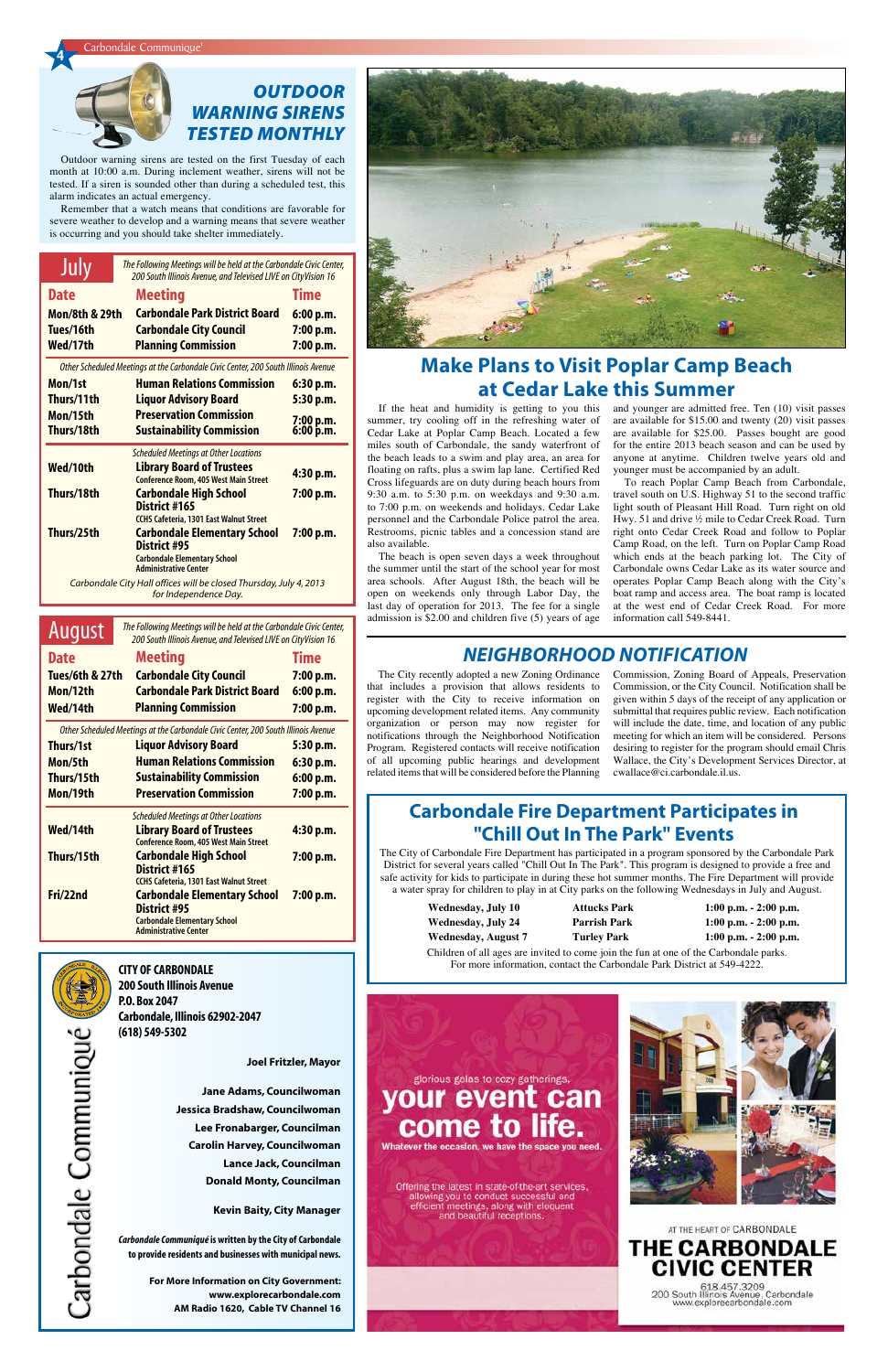## OUTDOOR WARNING SIRENS TESTED MONTHLY

Outdoor warning sirens are tested on the first Tuesday of each month at 10:00 a.m. During inclement weather, sirens will not be tested. If a siren is sounded other than during a scheduled test, this alarm indicates an actual emergency.

Remember that a watch means that conditions are favorable for severe weather to develop and a warning means that severe weather is occurring and you should take shelter immediately.

## July

*The Following Meetings will be held at the Carbondale Civic Center, 200 South Illinois Avenue, and Televised LIVE on CityVision 16*

| Date | Meeting | Time |
|---|---|---|
| Mon/8th & 29th | Carbondale Park District Board | 6:00 p.m. |
| Tues/16th | Carbondale City Council | 7:00 p.m. |
| Wed/17th | Planning Commission | 7:00 p.m. |

*Other Scheduled Meetings at the Carbondale Civic Center, 200 South Illinois Avenue*

| Date | Meeting | Time |
|---|---|---|
| Mon/1st | Human Relations Commission | 6:30 p.m. |
| Thurs/11th | Liquor Advisory Board | 5:30 p.m. |
| Mon/15th | Preservation Commission | 7:00 p.m. |
| Thurs/18th | Sustainability Commission | 6:00 p.m. |

*Scheduled Meetings at Other Locations*

| Date | Meeting | Time |
|---|---|---|
| Wed/10th | Library Board of Trustees<br>Conference Room, 405 West Main Street | 4:30 p.m. |
| Thurs/18th | Carbondale High School District #165<br>CCHS Cafeteria, 1301 East Walnut Street | 7:00 p.m. |
| Thurs/25th | Carbondale Elementary School District #95<br>Carbondale Elementary School Administrative Center | 7:00 p.m. |

*Carbondale City Hall offices will be closed Thursday, July 4, 2013 for Independence Day.*

## August

*The Following Meetings will be held at the Carbondale Civic Center, 200 South Illinois Avenue, and Televised LIVE on CityVision 16*

| Date | Meeting | Time |
|---|---|---|
| Tues/6th & 27th | Carbondale City Council | 7:00 p.m. |
| Mon/12th | Carbondale Park District Board | 6:00 p.m. |
| Wed/14th | Planning Commission | 7:00 p.m. |

*Other Scheduled Meetings at the Carbondale Civic Center, 200 South Illinois Avenue*

| Date | Meeting | Time |
|---|---|---|
| Thurs/1st | Liquor Advisory Board | 5:30 p.m. |
| Mon/5th | Human Relations Commission | 6:30 p.m. |
| Thurs/15th | Sustainability Commission | 6:00 p.m. |
| Mon/19th | Preservation Commission | 7:00 p.m. |

*Scheduled Meetings at Other Locations*

| Date | Meeting | Time |
|---|---|---|
| Wed/14th | Library Board of Trustees<br>Conference Room, 405 West Main Street | 4:30 p.m. |
| Thurs/15th | Carbondale High School District #165<br>CCHS Cafeteria, 1301 East Walnut Street | 7:00 p.m. |
| Fri/22nd | Carbondale Elementary School District #95<br>Carbondale Elementary School Administrative Center | 7:00 p.m. |

## Make Plans to Visit Poplar Camp Beach at Cedar Lake this Summer

If the heat and humidity is getting to you this summer, try cooling off in the refreshing water of Cedar Lake at Poplar Camp Beach. Located a few miles south of Carbondale, the sandy waterfront of the beach leads to a swim and play area, an area for floating on rafts, plus a swim lap lane. Certified Red Cross lifeguards are on duty during beach hours from 9:30 a.m. to 5:30 p.m. on weekdays and 9:30 a.m. to 7:00 p.m. on weekends and holidays. Cedar Lake personnel and the Carbondale Police patrol the area. Restrooms, picnic tables and a concession stand are also available.

The beach is open seven days a week throughout the summer until the start of the school year for most area schools. After August 18th, the beach will be open on weekends only through Labor Day, the last day of operation for 2013. The fee for a single admission is $2.00 and children five (5) years of age and younger are admitted free. Ten (10) visit passes are available for $15.00 and twenty (20) visit passes are available for $25.00. Passes bought are good for the entire 2013 beach season and can be used by anyone at anytime. Children twelve years old and younger must be accompanied by an adult.

To reach Poplar Camp Beach from Carbondale, travel south on U.S. Highway 51 to the second traffic light south of Pleasant Hill Road. Turn right on old Hwy. 51 and drive ½ mile to Cedar Creek Road. Turn right onto Cedar Creek Road and follow to Poplar Camp Road, on the left. Turn on Poplar Camp Road which ends at the beach parking lot. The City of Carbondale owns Cedar Lake as its water source and operates Poplar Camp Beach along with the City's boat ramp and access area. The boat ramp is located at the west end of Cedar Creek Road. For more information call 549-8441.

## NEIGHBORHOOD NOTIFICATION

The City recently adopted a new Zoning Ordinance that includes a provision that allows residents to register with the City to receive information on upcoming development related items. Any community organization or person may now register for notifications through the Neighborhood Notification Program. Registered contacts will receive notification of all upcoming public hearings and development related items that will be considered before the Planning Commission, Zoning Board of Appeals, Preservation Commission, or the City Council. Notification shall be given within 5 days of the receipt of any application or submittal that requires public review. Each notification will include the date, time, and location of any public meeting for which an item will be considered. Persons desiring to register for the program should email Chris Wallace, the City's Development Services Director, at cwallace@ci.carbondale.il.us.

## Carbondale Fire Department Participates in "Chill Out In The Park" Events

The City of Carbondale Fire Department has participated in a program sponsored by the Carbondale Park District for several years called "Chill Out In The Park". This program is designed to provide a free and safe activity for kids to participate in during these hot summer months. The Fire Department will provide a water spray for children to play in at City parks on the following Wednesdays in July and August.

| | | |
|---|---|---|
| Wednesday, July 10 | Attucks Park | 1:00 p.m. - 2:00 p.m. |
| Wednesday, July 24 | Parrish Park | 1:00 p.m. - 2:00 p.m. |
| Wednesday, August 7 | Turley Park | 1:00 p.m. - 2:00 p.m. |

Children of all ages are invited to come join the fun at one of the Carbondale parks. For more information, contact the Carbondale Park District at 549-4222.

## Carbondale Communiqué

**CITY OF CARBONDALE**
**200 South Illinois Avenue**
**P.O. Box 2047**
**Carbondale, Illinois 62902-2047**
**(618) 549-5302**

**Joel Fritzler, Mayor**

**Jane Adams, Councilwoman**
**Jessica Bradshaw, Councilwoman**
**Lee Fronabarger, Councilman**
**Carolin Harvey, Councilwoman**
**Lance Jack, Councilman**
**Donald Monty, Councilman**

**Kevin Baity, City Manager**

***Carbondale Communiqué*** **is written by the City of Carbondale to provide residents and businesses with municipal news.**

**For More Information on City Government:**
**www.explorecarbondale.com**
**AM Radio 1620, Cable TV Channel 16**

glorious galas to cozy gatherings,
**your event can come to life.**
Whatever the occasion, we have the space you need.

Offering the latest in state-of-the-art services, allowing you to conduct successful and efficient meetings, along with eloquent and beautiful receptions.

AT THE HEART OF CARBONDALE
**THE CARBONDALE CIVIC CENTER**
618.457.3209
200 South Illinois Avenue, Carbondale
www.explorecarbondale.com